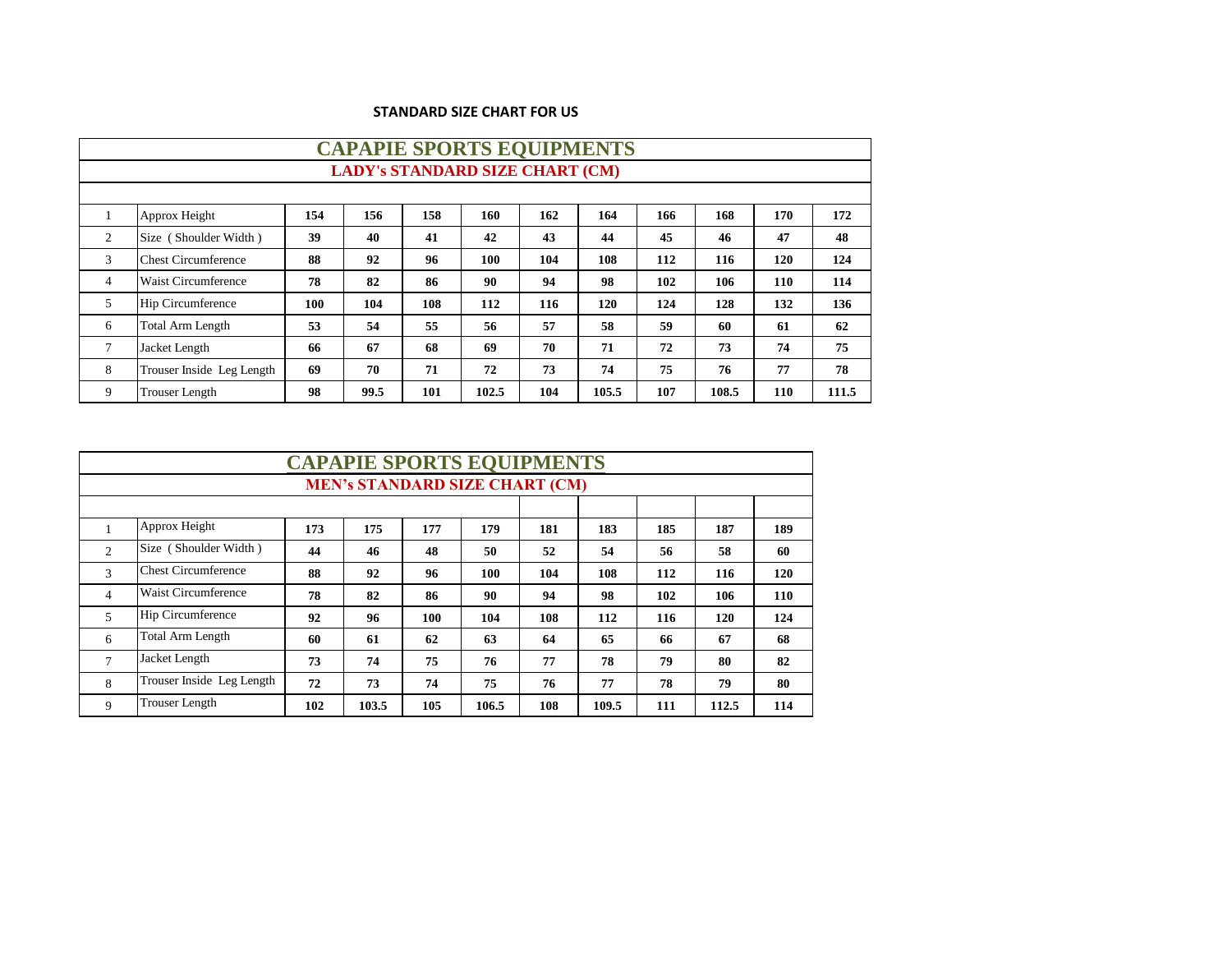**STANDARD SIZE CHART FOR US**

## CAPAPIE SPORTS EQUIPMENTS

### LADY's STANDARD SIZE CHART (CM)

| | | | | | | | | | | | |
|---|---|---|---|---|---|---|---|---|---|---|---|
| 1 | Approx Height | **154** | **156** | **158** | **160** | **162** | **164** | **166** | **168** | **170** | **172** |
| 2 | Size ( Shoulder Width ) | **39** | **40** | **41** | **42** | **43** | **44** | **45** | **46** | **47** | **48** |
| 3 | Chest Circumference | **88** | **92** | **96** | **100** | **104** | **108** | **112** | **116** | **120** | **124** |
| 4 | Waist Circumference | **78** | **82** | **86** | **90** | **94** | **98** | **102** | **106** | **110** | **114** |
| 5 | Hip Circumference | **100** | **104** | **108** | **112** | **116** | **120** | **124** | **128** | **132** | **136** |
| 6 | Total Arm Length | **53** | **54** | **55** | **56** | **57** | **58** | **59** | **60** | **61** | **62** |
| 7 | Jacket Length | **66** | **67** | **68** | **69** | **70** | **71** | **72** | **73** | **74** | **75** |
| 8 | Trouser Inside Leg Length | **69** | **70** | **71** | **72** | **73** | **74** | **75** | **76** | **77** | **78** |
| 9 | Trouser Length | **98** | **99.5** | **101** | **102.5** | **104** | **105.5** | **107** | **108.5** | **110** | **111.5** |

## CAPAPIE SPORTS EQUIPMENTS

### MEN's STANDARD SIZE CHART (CM)

| | | | | | | | | | | |
|---|---|---|---|---|---|---|---|---|---|---|
| 1 | Approx Height | **173** | **175** | **177** | **179** | **181** | **183** | **185** | **187** | **189** |
| 2 | Size ( Shoulder Width ) | **44** | **46** | **48** | **50** | **52** | **54** | **56** | **58** | **60** |
| 3 | Chest Circumference | **88** | **92** | **96** | **100** | **104** | **108** | **112** | **116** | **120** |
| 4 | Waist Circumference | **78** | **82** | **86** | **90** | **94** | **98** | **102** | **106** | **110** |
| 5 | Hip Circumference | **92** | **96** | **100** | **104** | **108** | **112** | **116** | **120** | **124** |
| 6 | Total Arm Length | **60** | **61** | **62** | **63** | **64** | **65** | **66** | **67** | **68** |
| 7 | Jacket Length | **73** | **74** | **75** | **76** | **77** | **78** | **79** | **80** | **82** |
| 8 | Trouser Inside Leg Length | **72** | **73** | **74** | **75** | **76** | **77** | **78** | **79** | **80** |
| 9 | Trouser Length | **102** | **103.5** | **105** | **106.5** | **108** | **109.5** | **111** | **112.5** | **114** |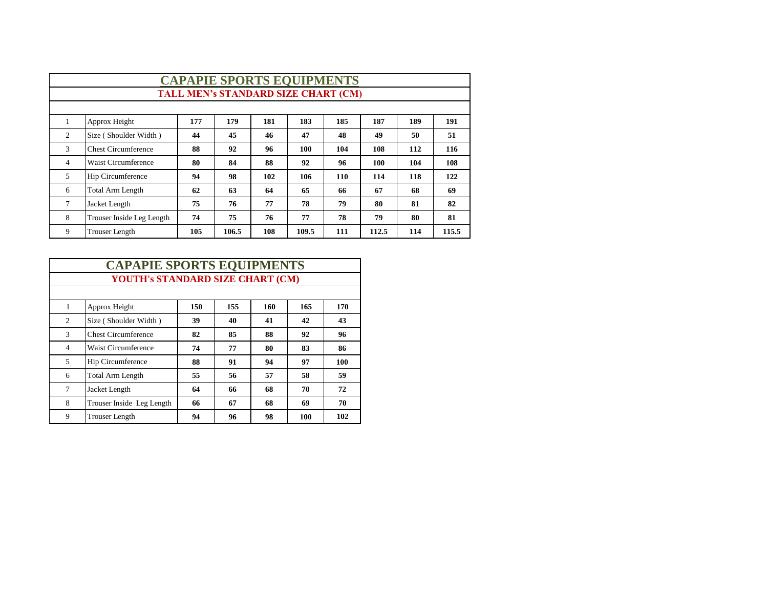## CAPAPIE SPORTS EQUIPMENTS

### TALL MEN's STANDARD SIZE CHART (CM)

| | | | | | | | | | |
|---|---|---|---|---|---|---|---|---|---|
| 1 | Approx Height | **177** | **179** | **181** | **183** | **185** | **187** | **189** | **191** |
| 2 | Size ( Shoulder Width ) | **44** | **45** | **46** | **47** | **48** | **49** | **50** | **51** |
| 3 | Chest Circumference | **88** | **92** | **96** | **100** | **104** | **108** | **112** | **116** |
| 4 | Waist Circumference | **80** | **84** | **88** | **92** | **96** | **100** | **104** | **108** |
| 5 | Hip Circumference | **94** | **98** | **102** | **106** | **110** | **114** | **118** | **122** |
| 6 | Total Arm Length | **62** | **63** | **64** | **65** | **66** | **67** | **68** | **69** |
| 7 | Jacket Length | **75** | **76** | **77** | **78** | **79** | **80** | **81** | **82** |
| 8 | Trouser Inside Leg Length | **74** | **75** | **76** | **77** | **78** | **79** | **80** | **81** |
| 9 | Trouser Length | **105** | **106.5** | **108** | **109.5** | **111** | **112.5** | **114** | **115.5** |

## CAPAPIE SPORTS EQUIPMENTS

### YOUTH's STANDARD SIZE CHART (CM)

| | | | | | | |
|---|---|---|---|---|---|---|
| 1 | Approx Height | **150** | **155** | **160** | **165** | **170** |
| 2 | Size ( Shoulder Width ) | **39** | **40** | **41** | **42** | **43** |
| 3 | Chest Circumference | **82** | **85** | **88** | **92** | **96** |
| 4 | Waist Circumference | **74** | **77** | **80** | **83** | **86** |
| 5 | Hip Circumference | **88** | **91** | **94** | **97** | **100** |
| 6 | Total Arm Length | **55** | **56** | **57** | **58** | **59** |
| 7 | Jacket Length | **64** | **66** | **68** | **70** | **72** |
| 8 | Trouser Inside Leg Length | **66** | **67** | **68** | **69** | **70** |
| 9 | Trouser Length | **94** | **96** | **98** | **100** | **102** |